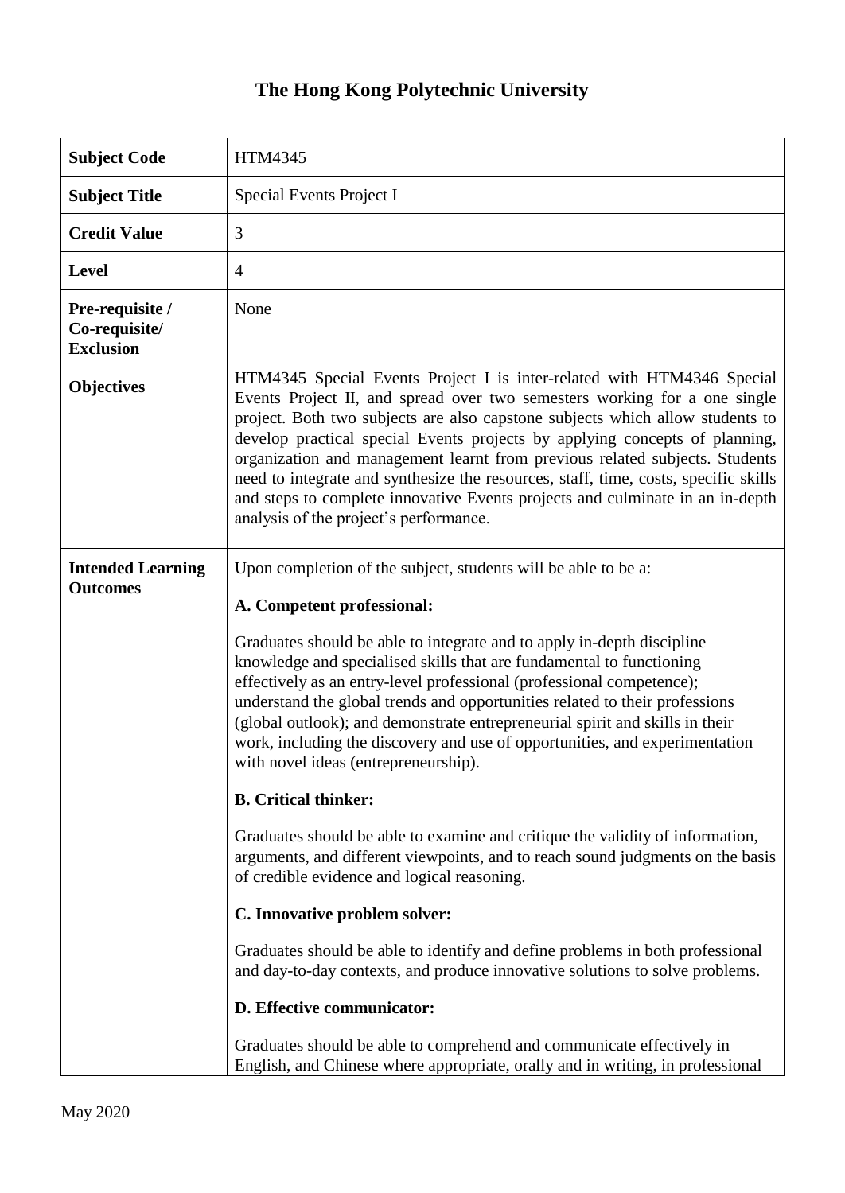# The Hong Kong Polytechnic University

| | |
|---|---|
| **Subject Code** | HTM4345 |
| **Subject Title** | Special Events Project I |
| **Credit Value** | 3 |
| **Level** | 4 |
| **Pre-requisite / Co-requisite/ Exclusion** | None |
| **Objectives** | HTM4345 Special Events Project I is inter-related with HTM4346 Special Events Project II, and spread over two semesters working for a one single project. Both two subjects are also capstone subjects which allow students to develop practical special Events projects by applying concepts of planning, organization and management learnt from previous related subjects. Students need to integrate and synthesize the resources, staff, time, costs, specific skills and steps to complete innovative Events projects and culminate in an in-depth analysis of the project's performance. |
| **Intended Learning Outcomes** | Upon completion of the subject, students will be able to be a:<br><br>**A. Competent professional:**<br><br>Graduates should be able to integrate and to apply in-depth discipline knowledge and specialised skills that are fundamental to functioning effectively as an entry-level professional (professional competence); understand the global trends and opportunities related to their professions (global outlook); and demonstrate entrepreneurial spirit and skills in their work, including the discovery and use of opportunities, and experimentation with novel ideas (entrepreneurship).<br><br>**B. Critical thinker:**<br><br>Graduates should be able to examine and critique the validity of information, arguments, and different viewpoints, and to reach sound judgments on the basis of credible evidence and logical reasoning.<br><br>**C. Innovative problem solver:**<br><br>Graduates should be able to identify and define problems in both professional and day-to-day contexts, and produce innovative solutions to solve problems.<br><br>**D. Effective communicator:**<br><br>Graduates should be able to comprehend and communicate effectively in English, and Chinese where appropriate, orally and in writing, in professional |

May 2020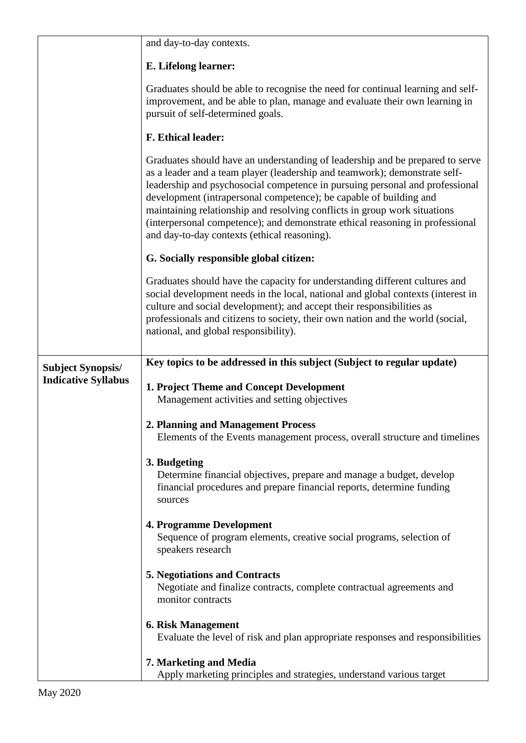| | |
|---|---|
| | and day-to-day contexts.<br><br>**E. Lifelong learner:**<br><br>Graduates should be able to recognise the need for continual learning and self-improvement, and be able to plan, manage and evaluate their own learning in pursuit of self-determined goals.<br><br>**F. Ethical leader:**<br><br>Graduates should have an understanding of leadership and be prepared to serve as a leader and a team player (leadership and teamwork); demonstrate self-leadership and psychosocial competence in pursuing personal and professional development (intrapersonal competence); be capable of building and maintaining relationship and resolving conflicts in group work situations (interpersonal competence); and demonstrate ethical reasoning in professional and day-to-day contexts (ethical reasoning).<br><br>**G. Socially responsible global citizen:**<br><br>Graduates should have the capacity for understanding different cultures and social development needs in the local, national and global contexts (interest in culture and social development); and accept their responsibilities as professionals and citizens to society, their own nation and the world (social, national, and global responsibility). |
| **Subject Synopsis/ Indicative Syllabus** | **Key topics to be addressed in this subject (Subject to regular update)**<br><br>**1. Project Theme and Concept Development**<br>Management activities and setting objectives<br><br>**2. Planning and Management Process**<br>Elements of the Events management process, overall structure and timelines<br><br>**3. Budgeting**<br>Determine financial objectives, prepare and manage a budget, develop financial procedures and prepare financial reports, determine funding sources<br><br>**4. Programme Development**<br>Sequence of program elements, creative social programs, selection of speakers research<br><br>**5. Negotiations and Contracts**<br>Negotiate and finalize contracts, complete contractual agreements and monitor contracts<br><br>**6. Risk Management**<br>Evaluate the level of risk and plan appropriate responses and responsibilities<br><br>**7. Marketing and Media**<br>Apply marketing principles and strategies, understand various target |

May 2020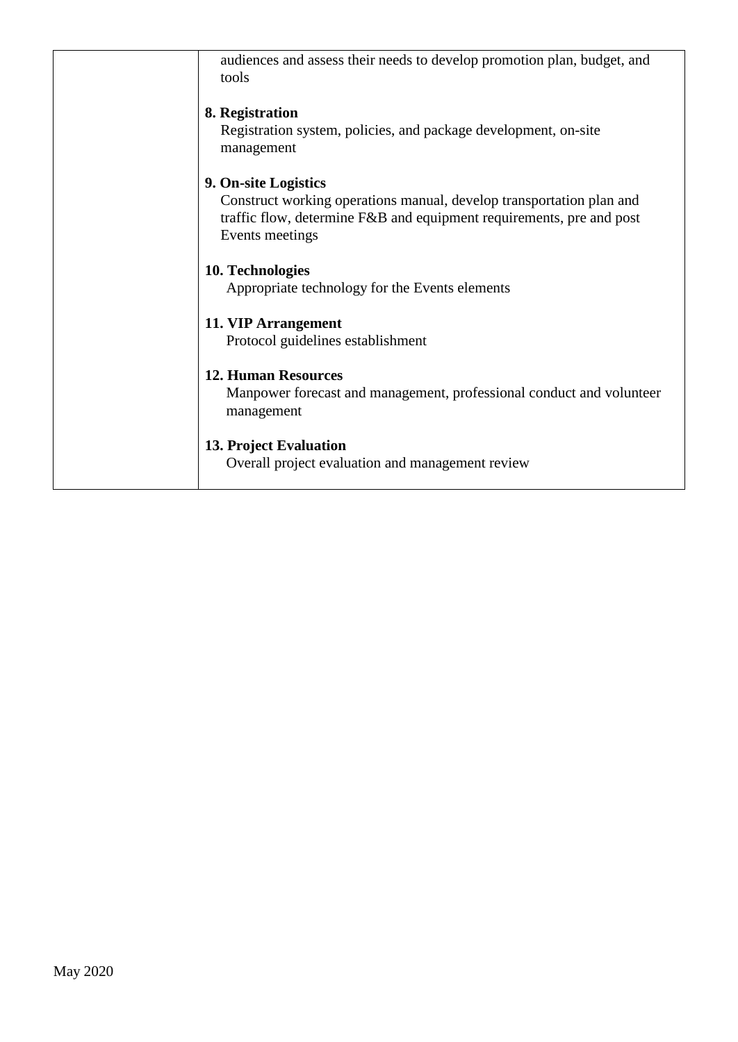| | |
|---|---|
| | audiences and assess their needs to develop promotion plan, budget, and tools<br><br>**8. Registration**<br>Registration system, policies, and package development, on-site management<br><br>**9. On-site Logistics**<br>Construct working operations manual, develop transportation plan and traffic flow, determine F&B and equipment requirements, pre and post Events meetings<br><br>**10. Technologies**<br>Appropriate technology for the Events elements<br><br>**11. VIP Arrangement**<br>Protocol guidelines establishment<br><br>**12. Human Resources**<br>Manpower forecast and management, professional conduct and volunteer management<br><br>**13. Project Evaluation**<br>Overall project evaluation and management review |

May 2020